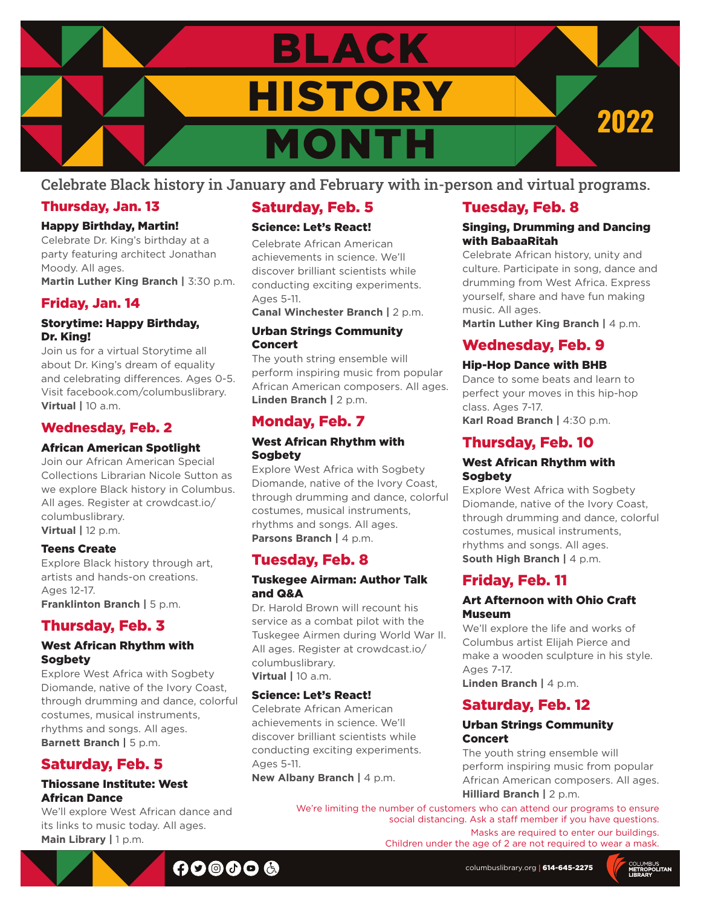# BLACK HISTORY MONTH 2022

Celebrate Black history in January and February with in-person and virtual programs.

## Thursday, Jan. 13

### Happy Birthday, Martin!

Celebrate Dr. King's birthday at a party featuring architect Jonathan Moody. All ages.

**Martin Luther King Branch |** 3:30 p.m.

## Friday, Jan. 14

### Storytime: Happy Birthday, Dr. King!

Join us for a virtual Storytime all about Dr. King's dream of equality and celebrating differences. Ages 0-5. Visit facebook.com/columbuslibrary.

**Virtual |** 10 a.m.

## Wednesday, Feb. 2

### African American Spotlight

Join our African American Special Collections Librarian Nicole Sutton as we explore Black history in Columbus. All ages. Register at crowdcast.io/columbuslibrary.

**Virtual |** 12 p.m.

### Teens Create

Explore Black history through art, artists and hands-on creations. Ages 12-17.

**Franklinton Branch |** 5 p.m.

## Thursday, Feb. 3

### West African Rhythm with Sogbety

Explore West Africa with Sogbety Diomande, native of the Ivory Coast, through drumming and dance, colorful costumes, musical instruments, rhythms and songs. All ages.

**Barnett Branch |** 5 p.m.

## Saturday, Feb. 5

### Thiossane Institute: West African Dance

We'll explore West African dance and its links to music today. All ages.

**Main Library |** 1 p.m.

## Saturday, Feb. 5

### Science: Let's React!

Celebrate African American achievements in science. We'll discover brilliant scientists while conducting exciting experiments. Ages 5-11.

**Canal Winchester Branch |** 2 p.m.

### Urban Strings Community Concert

The youth string ensemble will perform inspiring music from popular African American composers. All ages.

**Linden Branch |** 2 p.m.

## Monday, Feb. 7

### West African Rhythm with Sogbety

Explore West Africa with Sogbety Diomande, native of the Ivory Coast, through drumming and dance, colorful costumes, musical instruments, rhythms and songs. All ages.

**Parsons Branch |** 4 p.m.

## Tuesday, Feb. 8

### Tuskegee Airman: Author Talk and Q&A

Dr. Harold Brown will recount his service as a combat pilot with the Tuskegee Airmen during World War II. All ages. Register at crowdcast.io/columbuslibrary.

**Virtual |** 10 a.m.

### Science: Let's React!

Celebrate African American achievements in science. We'll discover brilliant scientists while conducting exciting experiments. Ages 5-11.

**New Albany Branch |** 4 p.m.

## Tuesday, Feb. 8

### Singing, Drumming and Dancing with BabaaRitah

Celebrate African history, unity and culture. Participate in song, dance and drumming from West Africa. Express yourself, share and have fun making music. All ages.

**Martin Luther King Branch |** 4 p.m.

## Wednesday, Feb. 9

### Hip-Hop Dance with BHB

Dance to some beats and learn to perfect your moves in this hip-hop class. Ages 7-17.

**Karl Road Branch |** 4:30 p.m.

## Thursday, Feb. 10

### West African Rhythm with Sogbety

Explore West Africa with Sogbety Diomande, native of the Ivory Coast, through drumming and dance, colorful costumes, musical instruments, rhythms and songs. All ages.

**South High Branch |** 4 p.m.

## Friday, Feb. 11

### Art Afternoon with Ohio Craft Museum

We'll explore the life and works of Columbus artist Elijah Pierce and make a wooden sculpture in his style. Ages 7-17.

**Linden Branch |** 4 p.m.

## Saturday, Feb. 12

### Urban Strings Community Concert

The youth string ensemble will perform inspiring music from popular African American composers. All ages.

**Hilliard Branch |** 2 p.m.

We're limiting the number of customers who can attend our programs to ensure social distancing. Ask a staff member if you have questions.

Masks are required to enter our buildings. Children under the age of 2 are not required to wear a mask.

columbuslibrary.org | **614-645-2275**

COLUMBUS METROPOLITAN LIBRARY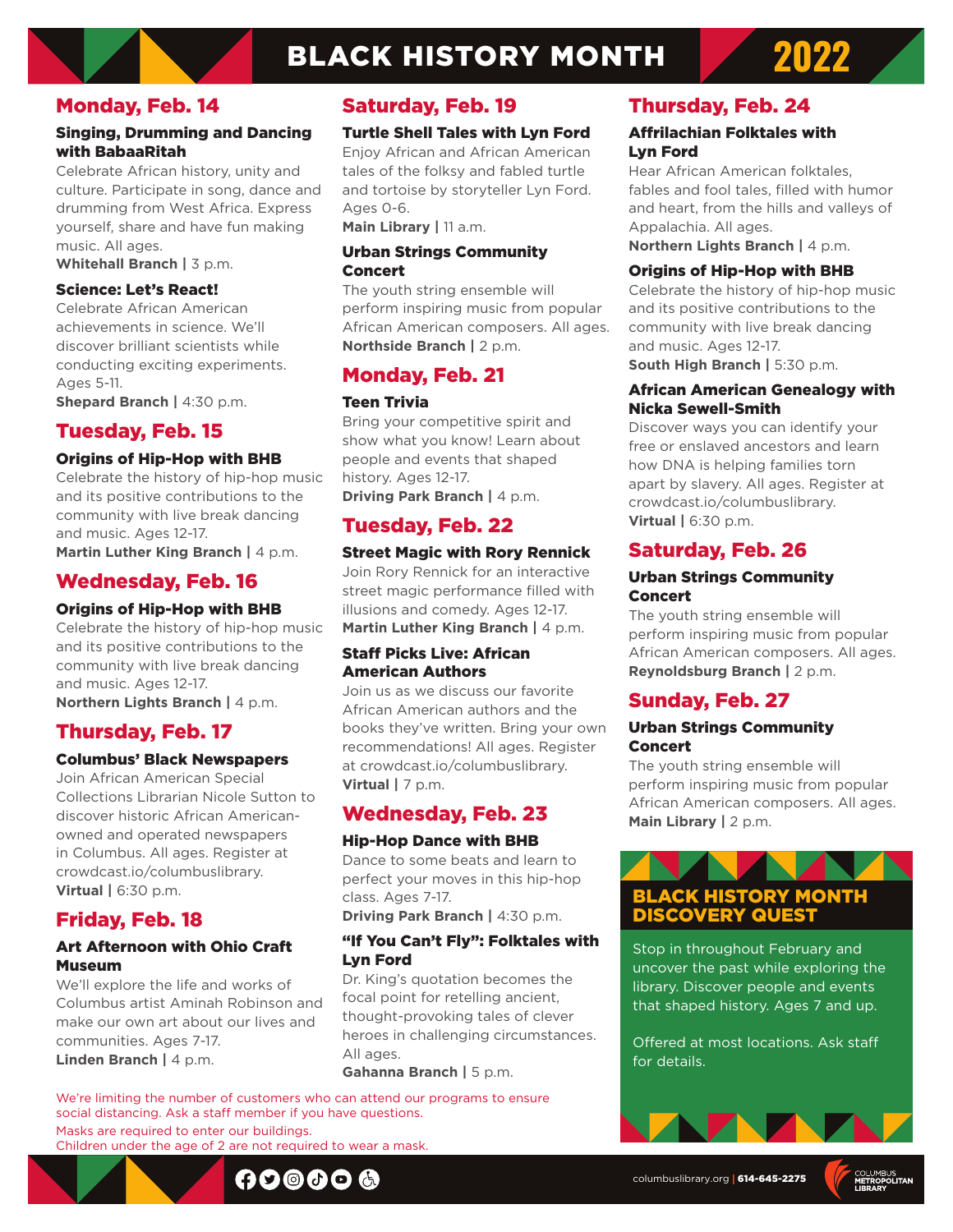# BLACK HISTORY MONTH 2022

## Monday, Feb. 14

### Singing, Drumming and Dancing with BabaaRitah

Celebrate African history, unity and culture. Participate in song, dance and drumming from West Africa. Express yourself, share and have fun making music. All ages.

**Whitehall Branch |** 3 p.m.

### Science: Let's React!

Celebrate African American achievements in science. We'll discover brilliant scientists while conducting exciting experiments. Ages 5-11.

**Shepard Branch |** 4:30 p.m.

## Tuesday, Feb. 15

### Origins of Hip-Hop with BHB

Celebrate the history of hip-hop music and its positive contributions to the community with live break dancing and music. Ages 12-17.

**Martin Luther King Branch |** 4 p.m.

## Wednesday, Feb. 16

### Origins of Hip-Hop with BHB

Celebrate the history of hip-hop music and its positive contributions to the community with live break dancing and music. Ages 12-17.

**Northern Lights Branch |** 4 p.m.

## Thursday, Feb. 17

### Columbus' Black Newspapers

Join African American Special Collections Librarian Nicole Sutton to discover historic African American-owned and operated newspapers in Columbus. All ages. Register at crowdcast.io/columbuslibrary.

**Virtual |** 6:30 p.m.

## Friday, Feb. 18

### Art Afternoon with Ohio Craft Museum

We'll explore the life and works of Columbus artist Aminah Robinson and make our own art about our lives and communities. Ages 7-17.

**Linden Branch |** 4 p.m.

## Saturday, Feb. 19

### Turtle Shell Tales with Lyn Ford

Enjoy African and African American tales of the folksy and fabled turtle and tortoise by storyteller Lyn Ford. Ages 0-6.

**Main Library |** 11 a.m.

### Urban Strings Community Concert

The youth string ensemble will perform inspiring music from popular African American composers. All ages.

**Northside Branch |** 2 p.m.

## Monday, Feb. 21

### Teen Trivia

Bring your competitive spirit and show what you know! Learn about people and events that shaped history. Ages 12-17.

**Driving Park Branch |** 4 p.m.

## Tuesday, Feb. 22

### Street Magic with Rory Rennick

Join Rory Rennick for an interactive street magic performance filled with illusions and comedy. Ages 12-17.

**Martin Luther King Branch |** 4 p.m.

### Staff Picks Live: African American Authors

Join us as we discuss our favorite African American authors and the books they've written. Bring your own recommendations! All ages. Register at crowdcast.io/columbuslibrary.

**Virtual |** 7 p.m.

## Wednesday, Feb. 23

### Hip-Hop Dance with BHB

Dance to some beats and learn to perfect your moves in this hip-hop class. Ages 7-17.

**Driving Park Branch |** 4:30 p.m.

### "If You Can't Fly": Folktales with Lyn Ford

Dr. King's quotation becomes the focal point for retelling ancient, thought-provoking tales of clever heroes in challenging circumstances. All ages.

**Gahanna Branch |** 5 p.m.

## Thursday, Feb. 24

### Affrilachian Folktales with Lyn Ford

Hear African American folktales, fables and fool tales, filled with humor and heart, from the hills and valleys of Appalachia. All ages.

**Northern Lights Branch |** 4 p.m.

### Origins of Hip-Hop with BHB

Celebrate the history of hip-hop music and its positive contributions to the community with live break dancing and music. Ages 12-17.

**South High Branch |** 5:30 p.m.

### African American Genealogy with Nicka Sewell-Smith

Discover ways you can identify your free or enslaved ancestors and learn how DNA is helping families torn apart by slavery. All ages. Register at crowdcast.io/columbuslibrary.

**Virtual |** 6:30 p.m.

## Saturday, Feb. 26

### Urban Strings Community Concert

The youth string ensemble will perform inspiring music from popular African American composers. All ages.

**Reynoldsburg Branch |** 2 p.m.

## Sunday, Feb. 27

### Urban Strings Community Concert

The youth string ensemble will perform inspiring music from popular African American composers. All ages.

**Main Library |** 2 p.m.

## BLACK HISTORY MONTH DISCOVERY QUEST

Stop in throughout February and uncover the past while exploring the library. Discover people and events that shaped history. Ages 7 and up.

Offered at most locations. Ask staff for details.

---

We're limiting the number of customers who can attend our programs to ensure social distancing. Ask a staff member if you have questions.

Masks are required to enter our buildings.
Children under the age of 2 are not required to wear a mask.

columbuslibrary.org | **614-645-2275**

COLUMBUS METROPOLITAN LIBRARY